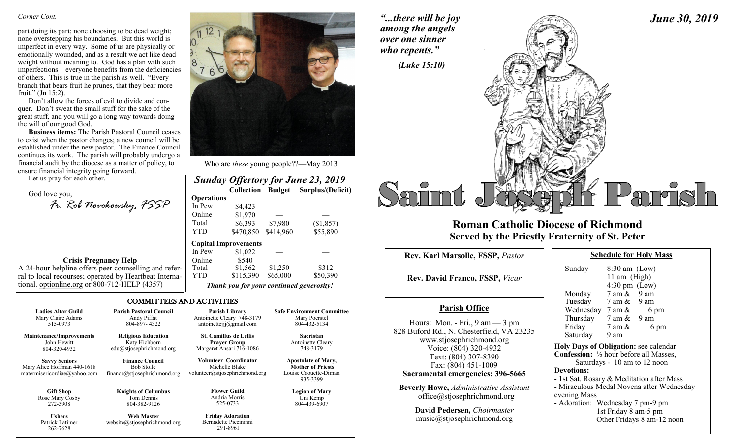*Corner Cont.*

part doing its part; none choosing to be dead weight; none overstepping his boundaries. But this world is imperfect in every way. Some of us are physically or emotionally wounded, and as a result we act like dead weight without meaning to. God has a plan with such imperfections—everyone benefits from the deficiencies of others. This is true in the parish as well. "Every branch that bears fruit he prunes, that they bear more fruit." (Jn 15:2).

Don't allow the forces of evil to divide and conquer. Don't sweat the small stuff for the sake of the great stuff, and you will go a long way towards doing the will of our good God.

**Business items:** The Parish Pastoral Council ceases to exist when the pastor changes; a new council will be established under the new pastor. The Finance Council continues its work. The parish will probably undergo a financial audit by the diocese as a matter of policy, to ensure financial integrity going forward.

Let us pray for each other.

God love you,

*Fr. Rob Novokowsky, FSSP*

Who are *these* young people??—May 2013

### Sunday Offertory for June 23, 2019

| | Collection | Budget | Surplus/(Deficit) |
|---|---|---|---|
| **Operations** | | | |
| In Pew | $4,423 | — | — |
| Online | $1,970 | — | — |
| Total | $6,393 | $7,980 | ($1,857) |
| YTD | $470,850 | $414,960 | $55,890 |
| **Capital Improvements** | | | |
| In Pew | $1,022 | — | — |
| Online | $540 | — | — |
| Total | $1,562 | $1,250 | $312 |
| YTD | $115,390 | $65,000 | $50,390 |

***Thank you for your continued generosity!***

**Crisis Pregnancy Help**

A 24-hour helpline offers peer counselling and referral to local recourses; operated by Heartbeat International. optionline.org or 800-712-HELP (4357)

## COMMITTEES AND ACTIVITIES

| | | | |
|---|---|---|---|
| **Ladies Altar Guild**<br>Mary Claire Adams<br>515-0973 | **Parish Pastoral Council**<br>Andy Piffat<br>804-897- 4322 | **Parish Library**<br>Antoinette Cleary 748-3179<br>antoinettejjj@gmail.com | **Safe Environment Committee**<br>Mary Poerstel<br>804-432-5134 |
| **Maintenance/Improvements**<br>John Hewitt<br>804-320-4932 | **Religious Education**<br>Katy Hichborn<br>edu@stjosephrichmond.org | **St. Camillus de Lellis Prayer Group**<br>Margaret Ansari 716-1086 | **Sacristan**<br>Antoinette Cleary<br>748-3179 |
| **Savvy Seniors**<br>Mary Alice Hoffman 440-1618<br>matermisericordiae@yahoo.com | **Finance Council**<br>Bob Stolle<br>finance@stjosephrichmond.org | **Volunteer Coordinator**<br>Michelle Blake<br>volunteer@stjosephrichmond.org | **Apostolate of Mary, Mother of Priests**<br>Louise Caouette-Diman<br>935-3399 |
| **Gift Shop**<br>Rose Mary Cosby<br>272-3908 | **Knights of Columbus**<br>Tom Dennis<br>804-382-9126 | **Flower Guild**<br>Andria Morris<br>525-0733 | **Legion of Mary**<br>Uni Kemp<br>804-439-6907 |
| **Ushers**<br>Patrick Latimer<br>262-7628 | **Web Master**<br>website@stjosephrichmond.org | **Friday Adoration**<br>Bernadette Piccininni<br>291-8961 | |

*"...there will be joy among the angels over one sinner who repents."*

*(Luke 15:10)*

***June 30, 2019***

# Saint Joseph Parish

## Roman Catholic Diocese of Richmond
## Served by the Priestly Fraternity of St. Peter

**Rev. Karl Marsolle, FSSP,** *Pastor*

**Rev. David Franco, FSSP,** *Vicar*

### Parish Office

Hours: Mon. - Fri., 9 am — 3 pm
828 Buford Rd., N. Chesterfield, VA 23235
www.stjosephrichmond.org
Voice: (804) 320-4932
Text: (804) 307-8390
Fax: (804) 451-1009
**Sacramental emergencies: 396-5665**

**Beverly Howe,** *Administrative Assistant*
office@stjosephrichmond.org

**David Pedersen,** *Choirmaster*
music@stjosephrichmond.org

### Schedule for Holy Mass

| | |
|---|---|
| Sunday | 8:30 am (Low)<br>11 am (High)<br>4:30 pm (Low) |
| Monday | 7 am & 9 am |
| Tuesday | 7 am & 9 am |
| Wednesday | 7 am & 6 pm |
| Thursday | 7 am & 9 am |
| Friday | 7 am & 6 pm |
| Saturday | 9 am |

**Holy Days of Obligation:** see calendar
**Confession:** ½ hour before all Masses, Saturdays - 10 am to 12 noon
**Devotions:**
- 1st Sat. Rosary & Meditation after Mass
- Miraculous Medal Novena after Wednesday evening Mass
- Adoration: Wednesday 7 pm-9 pm
  1st Friday 8 am-5 pm
  Other Fridays 8 am-12 noon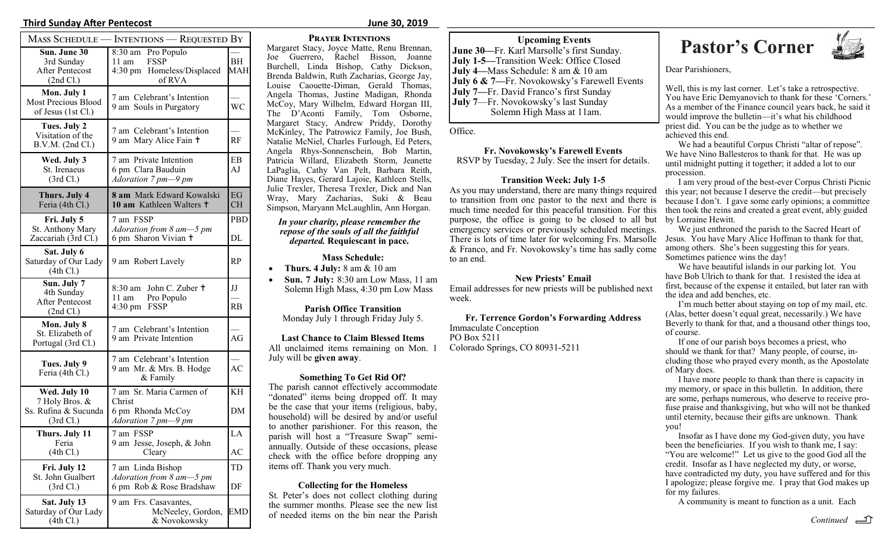## Mass Schedule — Intentions — Requested By

| Mass Schedule | Intentions | Requested By |
|---|---|---|
| **Sun. June 30**<br>3rd Sunday After Pentecost (2nd Cl.) | 8:30 am Pro Populo<br>11 am FSSP<br>4:30 pm Homeless/Displaced of RVA | —<br>BH<br>MAH |
| **Mon. July 1**<br>Most Precious Blood of Jesus (1st Cl.) | 7 am Celebrant's Intention<br>9 am Souls in Purgatory | —<br>WC |
| **Tues. July 2**<br>Visitation of the B.V.M. (2nd Cl.) | 7 am Celebrant's Intention<br>9 am Mary Alice Fain ✝ | —<br>RF |
| **Wed. July 3**<br>St. Irenaeus (3rd Cl.) | 7 am Private Intention<br>6 pm Clara Bauduin<br>*Adoration 7 pm—9 pm* | EB<br>AJ |
| **Thurs. July 4**<br>Feria (4th Cl.) | **8 am** Mark Edward Kowalski<br>**10 am** Kathleen Walters ✝ | EG<br>CH |
| **Fri. July 5**<br>St. Anthony Mary Zaccariah (3rd Cl.) | 7 am FSSP<br>*Adoration from 8 am—5 pm*<br>6 pm Sharon Vivian ✝ | PBD<br><br>DL |
| **Sat. July 6**<br>Saturday of Our Lady (4th Cl.) | 9 am Robert Lavely | RP |
| **Sun. July 7**<br>4th Sunday After Pentecost (2nd Cl.) | 8:30 am John C. Zuber ✝<br>11 am Pro Populo<br>4:30 pm FSSP | JJ<br>—<br>RB |
| **Mon. July 8**<br>St. Elizabeth of Portugal (3rd Cl.) | 7 am Celebrant's Intention<br>9 am Private Intention | —<br>AG |
| **Tues. July 9**<br>Feria (4th Cl.) | 7 am Celebrant's Intention<br>9 am Mr. & Mrs. B. Hodge & Family | —<br>AC |
| **Wed. July 10**<br>7 Holy Bros. & Ss. Rufina & Sucunda (3rd Cl.) | 7 am Sr. Maria Carmen of Christ<br>6 pm Rhonda McCoy<br>*Adoration 7 pm—9 pm* | KH<br><br>DM |
| **Thurs. July 11**<br>Feria (4th Cl.) | 7 am FSSP<br>9 am Jesse, Joseph, & John Cleary | LA<br>AC |
| **Fri. July 12**<br>St. John Gualbert (3rd Cl.) | 7 am Linda Bishop<br>*Adoration from 8 am—5 pm*<br>6 pm Rob & Rose Bradshaw | TD<br><br>DF |
| **Sat. July 13**<br>Saturday of Our Lady (4th Cl.) | 9 am Fr. Casavantes, McNeeley, Gordon, & Novokowsky | EMD |

## Prayer Intentions

Margaret Stacy, Joyce Matte, Renu Brennan, Joe Guerrero, Rachel Bisson, Joanne Burchell, Linda Bishop, Cathy Dickson, Brenda Baldwin, Ruth Zacharias, George Jay, Louise Caouette-Diman, Gerald Thomas, Angela Thomas, Justine Madigan, Rhonda McCoy, Mary Wilhelm, Edward Horgan III, The D'Aconti Family, Tom Osborne, Margaret Stacy, Andrew Priddy, Dorothy McKinley, The Patrowicz Family, Joe Bush, Natalie McNiel, Charles Furlough, Ed Peters, Angela Rhys-Sonnenschein, Bob Martin, Patricia Willard, Elizabeth Storm, Jeanette LaPaglia, Cathy Van Pelt, Barbara Reith, Diane Hayes, Gerard Lajoie, Kathleen Stells, Julie Trexler, Theresa Trexler, Dick and Nan Wray, Mary Zacharias, Suki & Beau Simpson, Maryann McLaughlin, Ann Horgan.

***In your charity, please remember the repose of the souls of all the faithful departed.* Requiescant in pace.**

### Mass Schedule:

- **Thurs. 4 July:** 8 am & 10 am
- **Sun. 7 July:** 8:30 am Low Mass, 11 am Solemn High Mass, 4:30 pm Low Mass

### Parish Office Transition

Monday July 1 through Friday July 5.

### Last Chance to Claim Blessed Items

All unclaimed items remaining on Mon. 1 July will be **given away**.

### Something To Get Rid Of?

The parish cannot effectively accommodate "donated" items being dropped off. It may be the case that your items (religious, baby, household) will be desired by and/or useful to another parishioner. For this reason, the parish will host a "Treasure Swap" semi-annually. Outside of these occasions, please check with the office before dropping any items off. Thank you very much.

### Collecting for the Homeless

St. Peter's does not collect clothing during the summer months. Please see the new list of needed items on the bin near the Parish Office.

### Upcoming Events

**June 30—**Fr. Karl Marsolle's first Sunday.
**July 1-5—**Transition Week: Office Closed
**July 4—**Mass Schedule: 8 am & 10 am
**July 6 & 7—**Fr. Novokowsky's Farewell Events
**July 7—**Fr. David Franco's first Sunday
**July 7**—Fr. Novokowsky's last Sunday
Solemn High Mass at 11am.

### Fr. Novokowsky's Farewell Events

RSVP by Tuesday, 2 July. See the insert for details.

### Transition Week: July 1-5

As you may understand, there are many things required to transition from one pastor to the next and there is much time needed for this peaceful transition. For this purpose, the office is going to be closed to all but emergency services or previously scheduled meetings. There is lots of time later for welcoming Frs. Marsolle & Franco, and Fr. Novokowsky's time has sadly come to an end.

### New Priests' Email

Email addresses for new priests will be published next week.

### Fr. Terrence Gordon's Forwarding Address

Immaculate Conception
PO Box 5211
Colorado Springs, CO 80931-5211

# Pastor's Corner

Dear Parishioners,

Well, this is my last corner. Let's take a retrospective. You have Eric Demyanovich to thank for these 'Corners.' As a member of the Finance council years back, he said it would improve the bulletin—it's what his childhood priest did. You can be the judge as to whether we achieved this end.

We had a beautiful Corpus Christi "altar of repose". We have Nino Ballesteros to thank for that. He was up until midnight putting it together; it added a lot to our procession.

I am very proud of the best-ever Corpus Christi Picnic this year; not because I deserve the credit—but precisely because I don't. I gave some early opinions; a committee then took the reins and created a great event, ably guided by Lorraine Hewitt.

We just enthroned the parish to the Sacred Heart of Jesus. You have Mary Alice Hoffman to thank for that, among others. She's been suggesting this for years. Sometimes patience wins the day!

We have beautiful islands in our parking lot. You have Bob Ulrich to thank for that. I resisted the idea at first, because of the expense it entailed, but later ran with the idea and add benches, etc.

I'm much better about staying on top of my mail, etc. (Alas, better doesn't equal great, necessarily.) We have Beverly to thank for that, and a thousand other things too, of course.

If one of our parish boys becomes a priest, who should we thank for that? Many people, of course, including those who prayed every month, as the Apostolate of Mary does.

I have more people to thank than there is capacity in my memory, or space in this bulletin. In addition, there are some, perhaps numerous, who deserve to receive profuse praise and thanksgiving, but who will not be thanked until eternity, because their gifts are unknown. Thank you!

Insofar as I have done my God-given duty, you have been the beneficiaries. If you wish to thank me, I say: "You are welcome!" Let us give to the good God all the credit. Insofar as I have neglected my duty, or worse, have contradicted my duty, you have suffered and for this I apologize; please forgive me. I pray that God makes up for my failures.

A community is meant to function as a unit. Each

*Continued*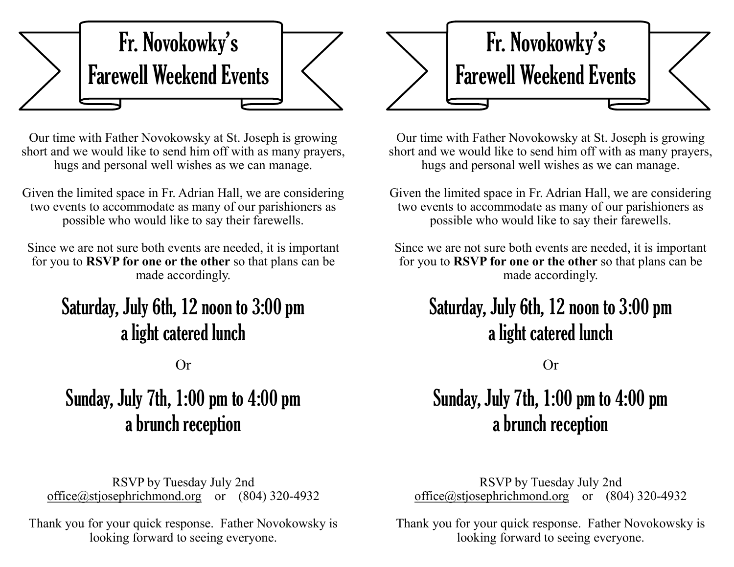# Fr. Novokowky's Farewell Weekend Events

Our time with Father Novokowsky at St. Joseph is growing short and we would like to send him off with as many prayers, hugs and personal well wishes as we can manage.

Given the limited space in Fr. Adrian Hall, we are considering two events to accommodate as many of our parishioners as possible who would like to say their farewells.

Since we are not sure both events are needed, it is important for you to **RSVP for one or the other** so that plans can be made accordingly.

## Saturday, July 6th, 12 noon to 3:00 pm
## a light catered lunch

Or

## Sunday, July 7th, 1:00 pm to 4:00 pm
## a brunch reception

RSVP by Tuesday July 2nd
office@stjosephrichmond.org or (804) 320-4932

Thank you for your quick response. Father Novokowsky is looking forward to seeing everyone.

# Fr. Novokowky's Farewell Weekend Events

Our time with Father Novokowsky at St. Joseph is growing short and we would like to send him off with as many prayers, hugs and personal well wishes as we can manage.

Given the limited space in Fr. Adrian Hall, we are considering two events to accommodate as many of our parishioners as possible who would like to say their farewells.

Since we are not sure both events are needed, it is important for you to **RSVP for one or the other** so that plans can be made accordingly.

## Saturday, July 6th, 12 noon to 3:00 pm
## a light catered lunch

Or

## Sunday, July 7th, 1:00 pm to 4:00 pm
## a brunch reception

RSVP by Tuesday July 2nd
office@stjosephrichmond.org or (804) 320-4932

Thank you for your quick response. Father Novokowsky is looking forward to seeing everyone.